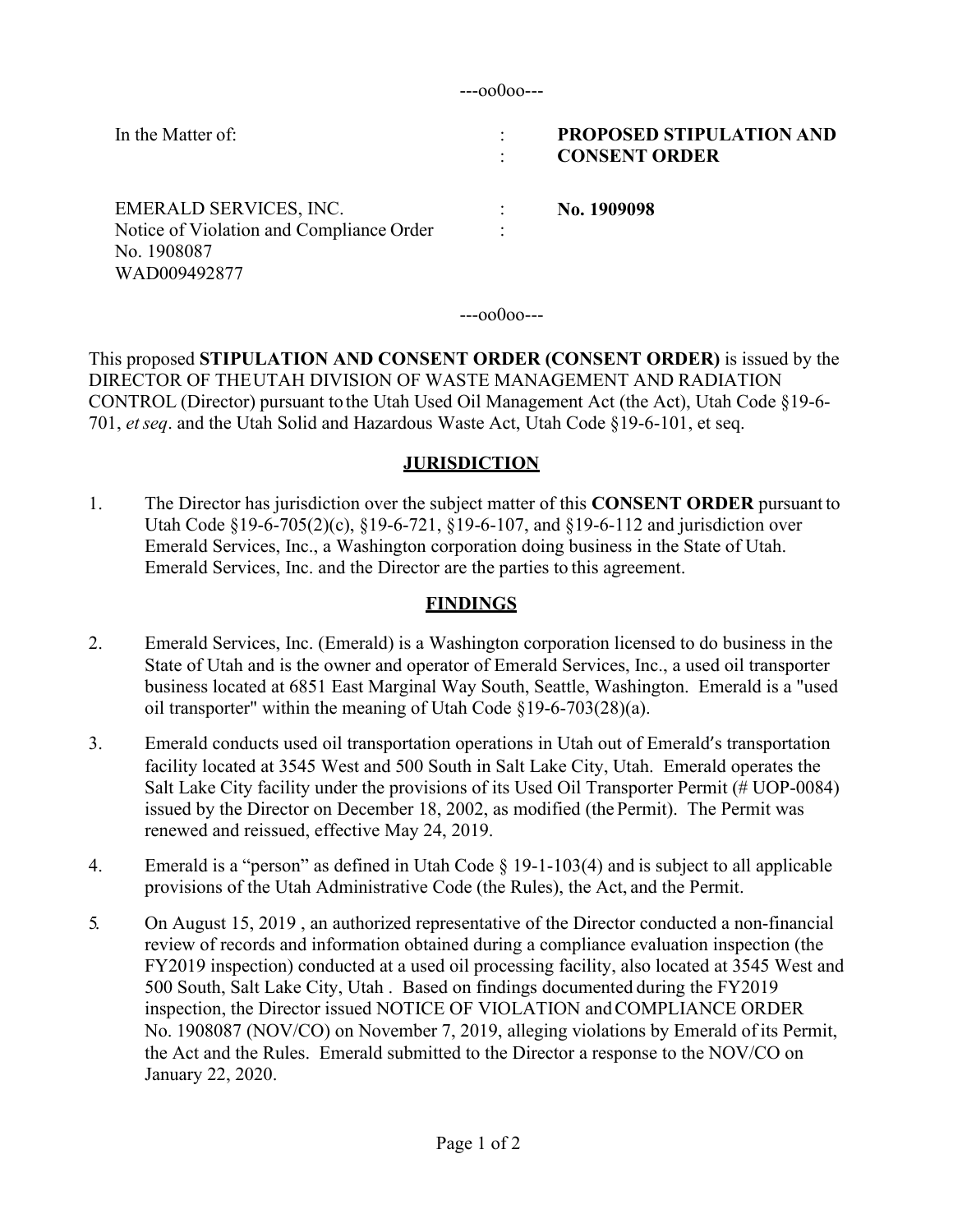---oo0oo---

| In the Matter of: | : | **PROPOSED STIPULATION AND** |
|---|---|---|
| | : | **CONSENT ORDER** |
| EMERALD SERVICES, INC. | : | **No. 1909098** |
| Notice of Violation and Compliance Order | : | |
| No. 1908087 | | |
| WAD009492877 | | |

---oo0oo---

This proposed **STIPULATION AND CONSENT ORDER (CONSENT ORDER)** is issued by the DIRECTOR OF THE UTAH DIVISION OF WASTE MANAGEMENT AND RADIATION CONTROL (Director) pursuant to the Utah Used Oil Management Act (the Act), Utah Code §19-6-701, *et seq*. and the Utah Solid and Hazardous Waste Act, Utah Code §19-6-101, et seq.

## JURISDICTION

1. The Director has jurisdiction over the subject matter of this **CONSENT ORDER** pursuant to Utah Code §19-6-705(2)(c), §19-6-721, §19-6-107, and §19-6-112 and jurisdiction over Emerald Services, Inc., a Washington corporation doing business in the State of Utah. Emerald Services, Inc. and the Director are the parties to this agreement.

## FINDINGS

2. Emerald Services, Inc. (Emerald) is a Washington corporation licensed to do business in the State of Utah and is the owner and operator of Emerald Services, Inc., a used oil transporter business located at 6851 East Marginal Way South, Seattle, Washington. Emerald is a "used oil transporter" within the meaning of Utah Code §19-6-703(28)(a).

3. Emerald conducts used oil transportation operations in Utah out of Emerald's transportation facility located at 3545 West and 500 South in Salt Lake City, Utah. Emerald operates the Salt Lake City facility under the provisions of its Used Oil Transporter Permit (# UOP-0084) issued by the Director on December 18, 2002, as modified (the Permit). The Permit was renewed and reissued, effective May 24, 2019.

4. Emerald is a "person" as defined in Utah Code § 19-1-103(4) and is subject to all applicable provisions of the Utah Administrative Code (the Rules), the Act, and the Permit.

5. On August 15, 2019 , an authorized representative of the Director conducted a non-financial review of records and information obtained during a compliance evaluation inspection (the FY2019 inspection) conducted at a used oil processing facility, also located at 3545 West and 500 South, Salt Lake City, Utah . Based on findings documented during the FY2019 inspection, the Director issued NOTICE OF VIOLATION and COMPLIANCE ORDER No. 1908087 (NOV/CO) on November 7, 2019, alleging violations by Emerald of its Permit, the Act and the Rules. Emerald submitted to the Director a response to the NOV/CO on January 22, 2020.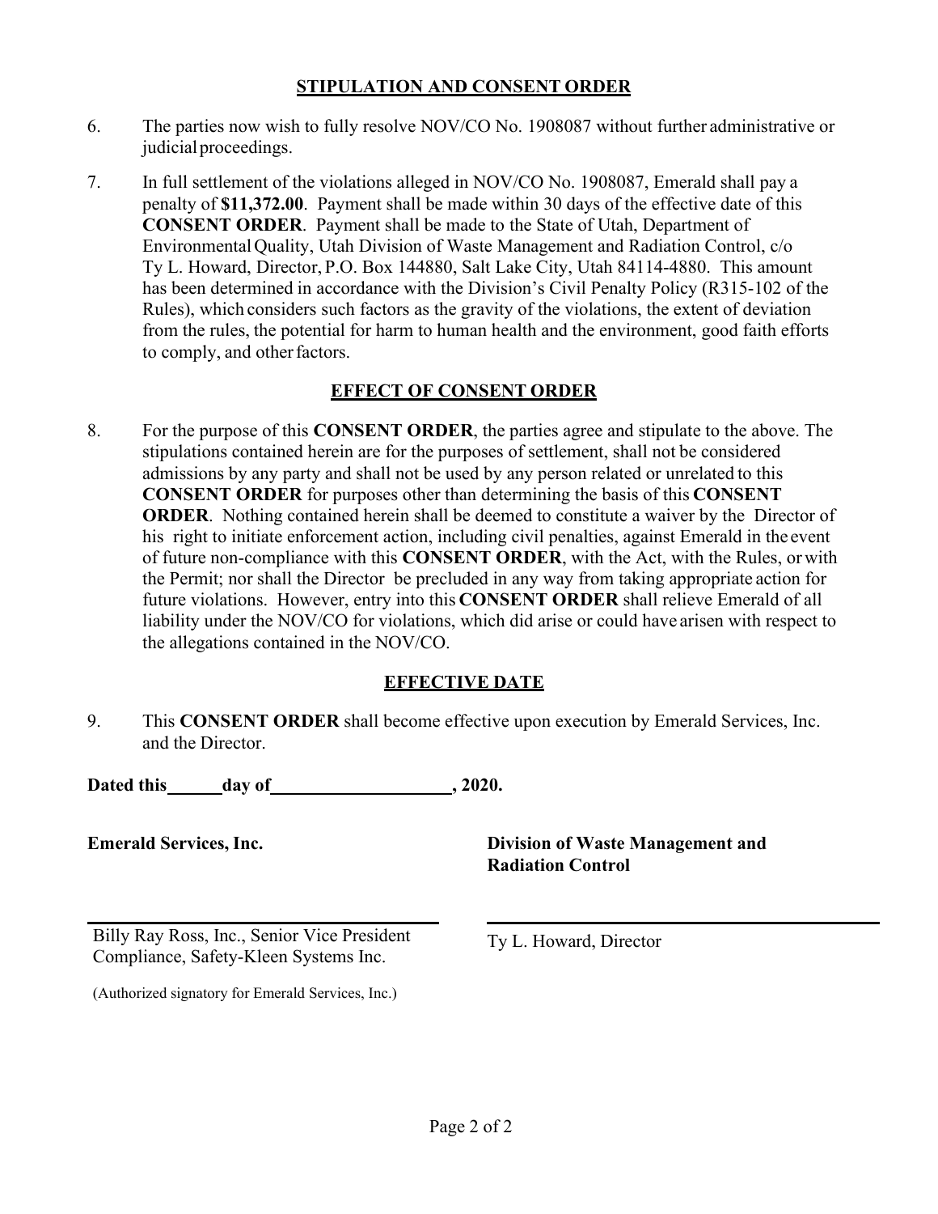## STIPULATION AND CONSENT ORDER

6. The parties now wish to fully resolve NOV/CO No. 1908087 without further administrative or judicial proceedings.

7. In full settlement of the violations alleged in NOV/CO No. 1908087, Emerald shall pay a penalty of **$11,372.00**. Payment shall be made within 30 days of the effective date of this **CONSENT ORDER**. Payment shall be made to the State of Utah, Department of Environmental Quality, Utah Division of Waste Management and Radiation Control, c/o Ty L. Howard, Director, P.O. Box 144880, Salt Lake City, Utah 84114-4880. This amount has been determined in accordance with the Division's Civil Penalty Policy (R315-102 of the Rules), which considers such factors as the gravity of the violations, the extent of deviation from the rules, the potential for harm to human health and the environment, good faith efforts to comply, and other factors.

## EFFECT OF CONSENT ORDER

8. For the purpose of this **CONSENT ORDER**, the parties agree and stipulate to the above. The stipulations contained herein are for the purposes of settlement, shall not be considered admissions by any party and shall not be used by any person related or unrelated to this **CONSENT ORDER** for purposes other than determining the basis of this **CONSENT ORDER**. Nothing contained herein shall be deemed to constitute a waiver by the Director of his right to initiate enforcement action, including civil penalties, against Emerald in the event of future non-compliance with this **CONSENT ORDER**, with the Act, with the Rules, or with the Permit; nor shall the Director be precluded in any way from taking appropriate action for future violations. However, entry into this **CONSENT ORDER** shall relieve Emerald of all liability under the NOV/CO for violations, which did arise or could have arisen with respect to the allegations contained in the NOV/CO.

## EFFECTIVE DATE

9. This **CONSENT ORDER** shall become effective upon execution by Emerald Services, Inc. and the Director.

**Dated this \_\_\_\_\_\_ day of \_\_\_\_\_\_\_\_\_\_\_\_\_\_\_\_\_\_\_\_, 2020.**

**Emerald Services, Inc.**

\_\_\_\_\_\_\_\_\_\_\_\_\_\_\_\_\_\_\_\_\_\_\_\_\_\_\_\_\_\_\_\_\_\_\_\_

Billy Ray Ross, Inc., Senior Vice President Compliance, Safety-Kleen Systems Inc.

(Authorized signatory for Emerald Services, Inc.)

**Division of Waste Management and Radiation Control**

\_\_\_\_\_\_\_\_\_\_\_\_\_\_\_\_\_\_\_\_\_\_\_\_\_\_\_\_\_\_\_\_\_\_\_\_

Ty L. Howard, Director